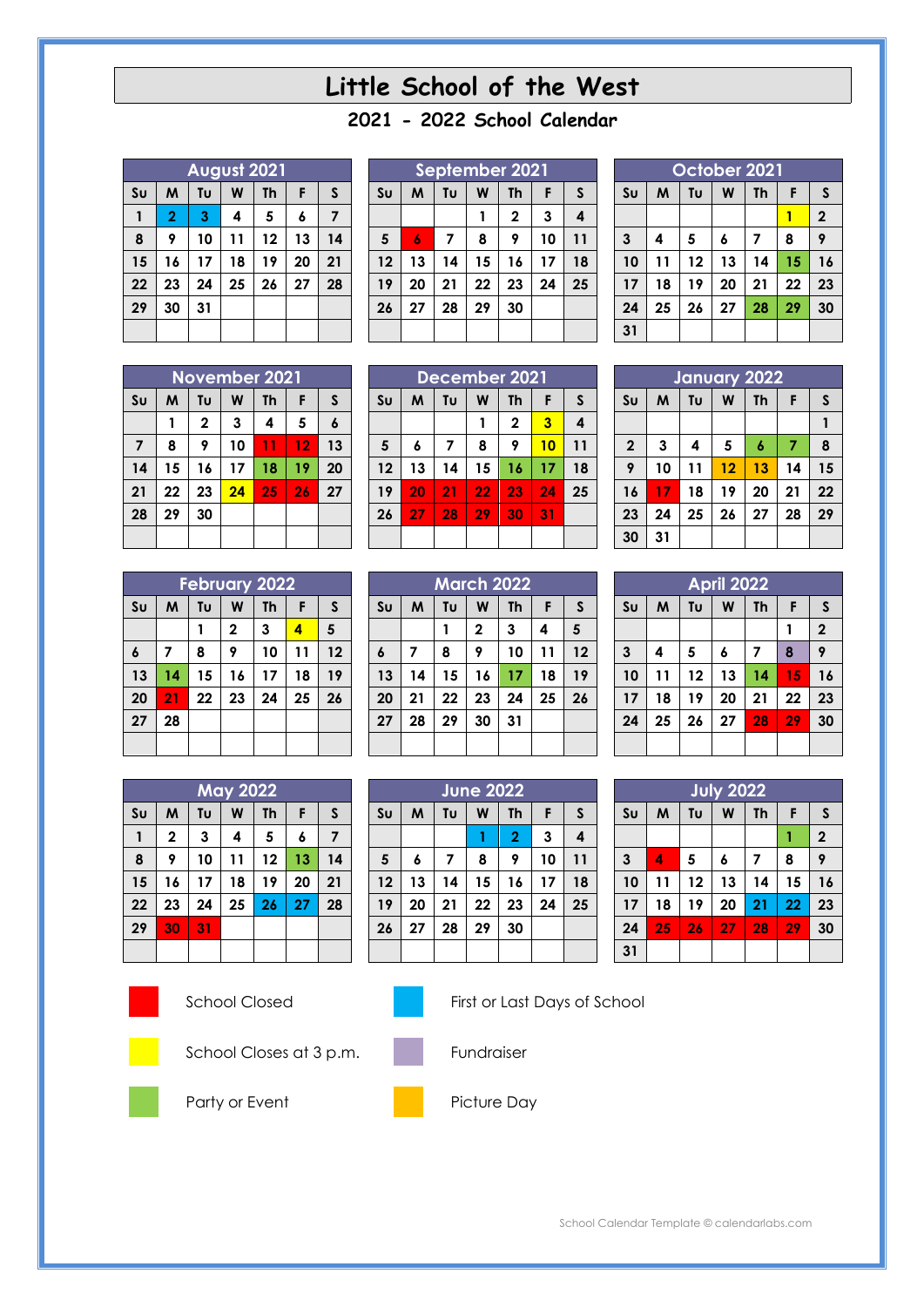# Little School of the West

## 2021 - 2022 School Calendar

### August 2021

| Su | M | Tu | W | Th | F | S |
|---|---|---|---|---|---|---|
| 1 | 2 | 3 | 4 | 5 | 6 | 7 |
| 8 | 9 | 10 | 11 | 12 | 13 | 14 |
| 15 | 16 | 17 | 18 | 19 | 20 | 21 |
| 22 | 23 | 24 | 25 | 26 | 27 | 28 |
| 29 | 30 | 31 | | | | |

### September 2021

| Su | M | Tu | W | Th | F | S |
|---|---|---|---|---|---|---|
| | | | 1 | 2 | 3 | 4 |
| 5 | 6 | 7 | 8 | 9 | 10 | 11 |
| 12 | 13 | 14 | 15 | 16 | 17 | 18 |
| 19 | 20 | 21 | 22 | 23 | 24 | 25 |
| 26 | 27 | 28 | 29 | 30 | | |

### October 2021

| Su | M | Tu | W | Th | F | S |
|---|---|---|---|---|---|---|
| | | | | | 1 | 2 |
| 3 | 4 | 5 | 6 | 7 | 8 | 9 |
| 10 | 11 | 12 | 13 | 14 | 15 | 16 |
| 17 | 18 | 19 | 20 | 21 | 22 | 23 |
| 24 | 25 | 26 | 27 | 28 | 29 | 30 |
| 31 | | | | | | |

### November 2021

| Su | M | Tu | W | Th | F | S |
|---|---|---|---|---|---|---|
| | 1 | 2 | 3 | 4 | 5 | 6 |
| 7 | 8 | 9 | 10 | 11 | 12 | 13 |
| 14 | 15 | 16 | 17 | 18 | 19 | 20 |
| 21 | 22 | 23 | 24 | 25 | 26 | 27 |
| 28 | 29 | 30 | | | | |

### December 2021

| Su | M | Tu | W | Th | F | S |
|---|---|---|---|---|---|---|
| | | | 1 | 2 | 3 | 4 |
| 5 | 6 | 7 | 8 | 9 | 10 | 11 |
| 12 | 13 | 14 | 15 | 16 | 17 | 18 |
| 19 | 20 | 21 | 22 | 23 | 24 | 25 |
| 26 | 27 | 28 | 29 | 30 | 31 | |

### January 2022

| Su | M | Tu | W | Th | F | S |
|---|---|---|---|---|---|---|
| | | | | | | 1 |
| 2 | 3 | 4 | 5 | 6 | 7 | 8 |
| 9 | 10 | 11 | 12 | 13 | 14 | 15 |
| 16 | 17 | 18 | 19 | 20 | 21 | 22 |
| 23 | 24 | 25 | 26 | 27 | 28 | 29 |
| 30 | 31 | | | | | |

### February 2022

| Su | M | Tu | W | Th | F | S |
|---|---|---|---|---|---|---|
| | | 1 | 2 | 3 | 4 | 5 |
| 6 | 7 | 8 | 9 | 10 | 11 | 12 |
| 13 | 14 | 15 | 16 | 17 | 18 | 19 |
| 20 | 21 | 22 | 23 | 24 | 25 | 26 |
| 27 | 28 | | | | | |

### March 2022

| Su | M | Tu | W | Th | F | S |
|---|---|---|---|---|---|---|
| | | 1 | 2 | 3 | 4 | 5 |
| 6 | 7 | 8 | 9 | 10 | 11 | 12 |
| 13 | 14 | 15 | 16 | 17 | 18 | 19 |
| 20 | 21 | 22 | 23 | 24 | 25 | 26 |
| 27 | 28 | 29 | 30 | 31 | | |

### April 2022

| Su | M | Tu | W | Th | F | S |
|---|---|---|---|---|---|---|
| | | | | | 1 | 2 |
| 3 | 4 | 5 | 6 | 7 | 8 | 9 |
| 10 | 11 | 12 | 13 | 14 | 15 | 16 |
| 17 | 18 | 19 | 20 | 21 | 22 | 23 |
| 24 | 25 | 26 | 27 | 28 | 29 | 30 |

### May 2022

| Su | M | Tu | W | Th | F | S |
|---|---|---|---|---|---|---|
| 1 | 2 | 3 | 4 | 5 | 6 | 7 |
| 8 | 9 | 10 | 11 | 12 | 13 | 14 |
| 15 | 16 | 17 | 18 | 19 | 20 | 21 |
| 22 | 23 | 24 | 25 | 26 | 27 | 28 |
| 29 | 30 | 31 | | | | |

### June 2022

| Su | M | Tu | W | Th | F | S |
|---|---|---|---|---|---|---|
| | | | 1 | 2 | 3 | 4 |
| 5 | 6 | 7 | 8 | 9 | 10 | 11 |
| 12 | 13 | 14 | 15 | 16 | 17 | 18 |
| 19 | 20 | 21 | 22 | 23 | 24 | 25 |
| 26 | 27 | 28 | 29 | 30 | | |

### July 2022

| Su | M | Tu | W | Th | F | S |
|---|---|---|---|---|---|---|
| | | | | | 1 | 2 |
| 3 | 4 | 5 | 6 | 7 | 8 | 9 |
| 10 | 11 | 12 | 13 | 14 | 15 | 16 |
| 17 | 18 | 19 | 20 | 21 | 22 | 23 |
| 24 | 25 | 26 | 27 | 28 | 29 | 30 |
| 31 | | | | | | |

School Closed: Sep 6; Nov 11, 12, 25, 26; Dec 20–24, 27–31; Jan 17; Feb 21; Apr 15, 28, 29; May 30, 31; Jul 4, 25–29

First or Last Days of School: Aug 2, 3; May 26, 27; Jun 1, 2; Jul 21, 22

School Closes at 3 p.m.: Oct 1; Nov 24; Dec 3, 10; Feb 4

Fundraiser: Apr 8

Party or Event: Oct 15, 28, 29; Nov 18, 19; Dec 16, 17; Jan 6, 7; Feb 14; Mar 17; Apr 14; May 13; Jul 1

Picture Day: Jan 12, 13

- School Closed
- School Closes at 3 p.m.
- Party or Event
- First or Last Days of School
- Fundraiser
- Picture Day

School Calendar Template © calendarlabs.com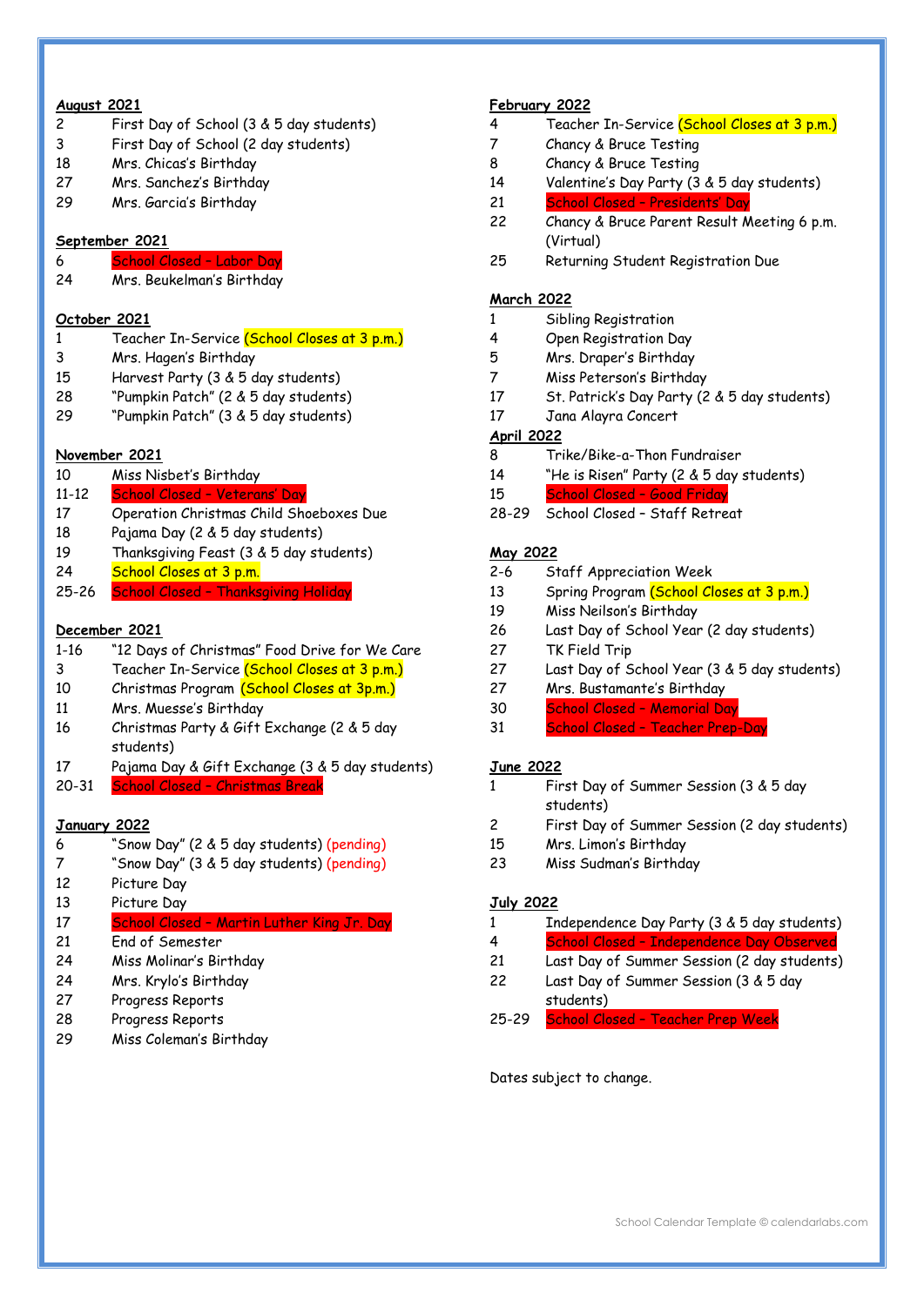## August 2021

| | |
|---|---|
| 2 | First Day of School (3 & 5 day students) |
| 3 | First Day of School (2 day students) |
| 18 | Mrs. Chicas's Birthday |
| 27 | Mrs. Sanchez's Birthday |
| 29 | Mrs. Garcia's Birthday |

## September 2021

| | |
|---|---|
| 6 | School Closed – Labor Day |
| 24 | Mrs. Beukelman's Birthday |

## October 2021

| | |
|---|---|
| 1 | Teacher In-Service (School Closes at 3 p.m.) |
| 3 | Mrs. Hagen's Birthday |
| 15 | Harvest Party (3 & 5 day students) |
| 28 | "Pumpkin Patch" (2 & 5 day students) |
| 29 | "Pumpkin Patch" (3 & 5 day students) |

## November 2021

| | |
|---|---|
| 10 | Miss Nisbet's Birthday |
| 11-12 | School Closed – Veterans' Day |
| 17 | Operation Christmas Child Shoeboxes Due |
| 18 | Pajama Day (2 & 5 day students) |
| 19 | Thanksgiving Feast (3 & 5 day students) |
| 24 | School Closes at 3 p.m. |
| 25-26 | School Closed – Thanksgiving Holiday |

## December 2021

| | |
|---|---|
| 1-16 | "12 Days of Christmas" Food Drive for We Care |
| 3 | Teacher In-Service (School Closes at 3 p.m.) |
| 10 | Christmas Program (School Closes at 3p.m.) |
| 11 | Mrs. Muesse's Birthday |
| 16 | Christmas Party & Gift Exchange (2 & 5 day students) |
| 17 | Pajama Day & Gift Exchange (3 & 5 day students) |
| 20-31 | School Closed – Christmas Break |

## January 2022

| | |
|---|---|
| 6 | "Snow Day" (2 & 5 day students) (pending) |
| 7 | "Snow Day" (3 & 5 day students) (pending) |
| 12 | Picture Day |
| 13 | Picture Day |
| 17 | School Closed – Martin Luther King Jr. Day |
| 21 | End of Semester |
| 24 | Miss Molinar's Birthday |
| 24 | Mrs. Krylo's Birthday |
| 27 | Progress Reports |
| 28 | Progress Reports |
| 29 | Miss Coleman's Birthday |

## February 2022

| | |
|---|---|
| 4 | Teacher In-Service (School Closes at 3 p.m.) |
| 7 | Chancy & Bruce Testing |
| 8 | Chancy & Bruce Testing |
| 14 | Valentine's Day Party (3 & 5 day students) |
| 21 | School Closed – Presidents' Day |
| 22 | Chancy & Bruce Parent Result Meeting 6 p.m. (Virtual) |
| 25 | Returning Student Registration Due |

## March 2022

| | |
|---|---|
| 1 | Sibling Registration |
| 4 | Open Registration Day |
| 5 | Mrs. Draper's Birthday |
| 7 | Miss Peterson's Birthday |
| 17 | St. Patrick's Day Party (2 & 5 day students) |
| 17 | Jana Alayra Concert |

## April 2022

| | |
|---|---|
| 8 | Trike/Bike-a-Thon Fundraiser |
| 14 | "He is Risen" Party (2 & 5 day students) |
| 15 | School Closed – Good Friday |
| 28-29 | School Closed – Staff Retreat |

## May 2022

| | |
|---|---|
| 2-6 | Staff Appreciation Week |
| 13 | Spring Program (School Closes at 3 p.m.) |
| 19 | Miss Neilson's Birthday |
| 26 | Last Day of School Year (2 day students) |
| 27 | TK Field Trip |
| 27 | Last Day of School Year (3 & 5 day students) |
| 27 | Mrs. Bustamante's Birthday |
| 30 | School Closed – Memorial Day |
| 31 | School Closed – Teacher Prep-Day |

## June 2022

| | |
|---|---|
| 1 | First Day of Summer Session (3 & 5 day students) |
| 2 | First Day of Summer Session (2 day students) |
| 15 | Mrs. Limon's Birthday |
| 23 | Miss Sudman's Birthday |

## July 2022

| | |
|---|---|
| 1 | Independence Day Party (3 & 5 day students) |
| 4 | School Closed – Independence Day Observed |
| 21 | Last Day of Summer Session (2 day students) |
| 22 | Last Day of Summer Session (3 & 5 day students) |
| 25-29 | School Closed – Teacher Prep Week |

Dates subject to change.

School Calendar Template © calendarlabs.com